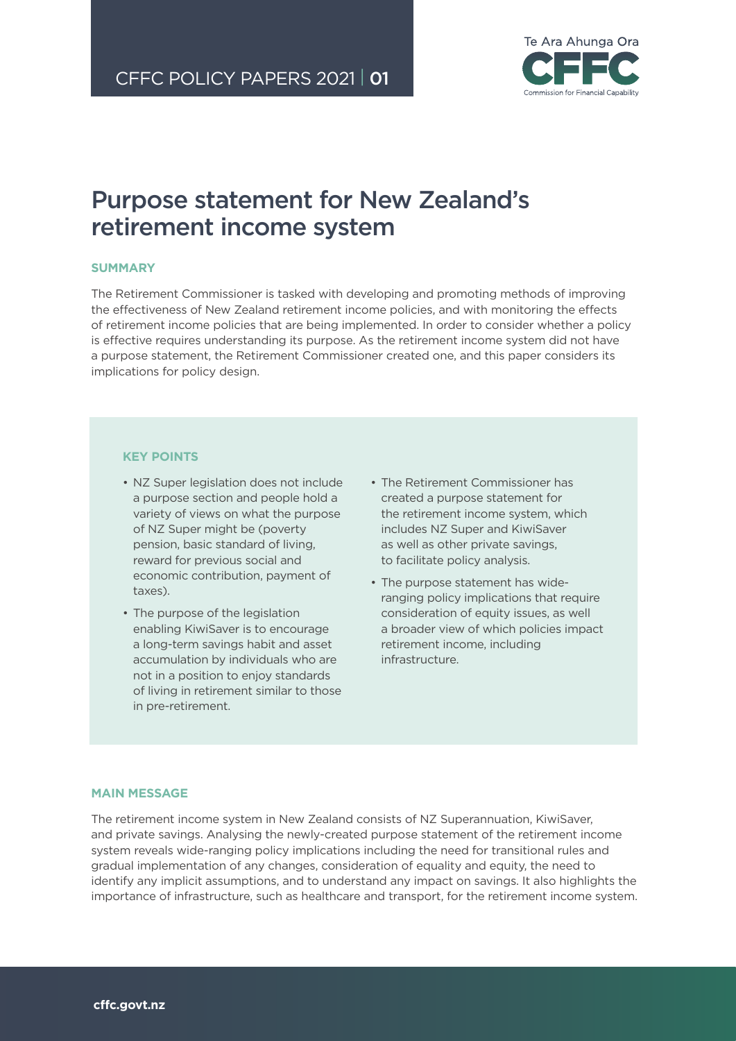CFFC POLICY PAPERS 2021 | 01

Te Ara Ahunga Ora
CFFC
Commission for Financial Capability

# Purpose statement for New Zealand's retirement income system

## SUMMARY

The Retirement Commissioner is tasked with developing and promoting methods of improving the effectiveness of New Zealand retirement income policies, and with monitoring the effects of retirement income policies that are being implemented. In order to consider whether a policy is effective requires understanding its purpose. As the retirement income system did not have a purpose statement, the Retirement Commissioner created one, and this paper considers its implications for policy design.

### KEY POINTS

- NZ Super legislation does not include a purpose section and people hold a variety of views on what the purpose of NZ Super might be (poverty pension, basic standard of living, reward for previous social and economic contribution, payment of taxes).
- The purpose of the legislation enabling KiwiSaver is to encourage a long-term savings habit and asset accumulation by individuals who are not in a position to enjoy standards of living in retirement similar to those in pre-retirement.
- The Retirement Commissioner has created a purpose statement for the retirement income system, which includes NZ Super and KiwiSaver as well as other private savings, to facilitate policy analysis.
- The purpose statement has wide-ranging policy implications that require consideration of equity issues, as well a broader view of which policies impact retirement income, including infrastructure.

## MAIN MESSAGE

The retirement income system in New Zealand consists of NZ Superannuation, KiwiSaver, and private savings. Analysing the newly-created purpose statement of the retirement income system reveals wide-ranging policy implications including the need for transitional rules and gradual implementation of any changes, consideration of equality and equity, the need to identify any implicit assumptions, and to understand any impact on savings. It also highlights the importance of infrastructure, such as healthcare and transport, for the retirement income system.

cffc.govt.nz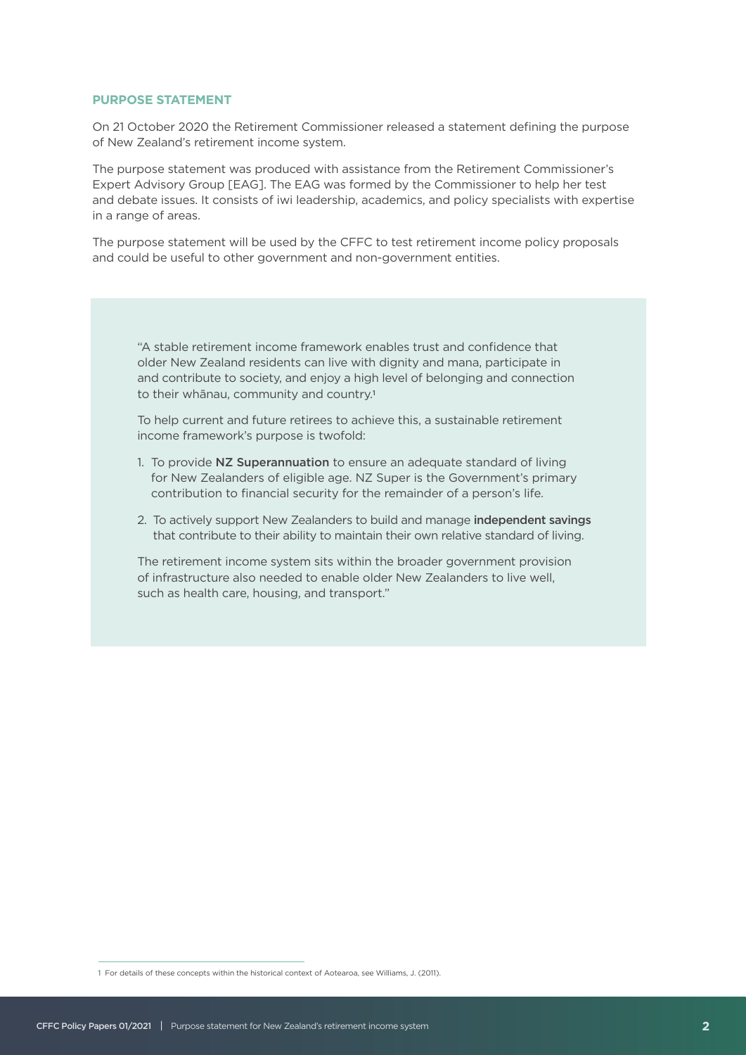## PURPOSE STATEMENT

On 21 October 2020 the Retirement Commissioner released a statement defining the purpose of New Zealand's retirement income system.

The purpose statement was produced with assistance from the Retirement Commissioner's Expert Advisory Group [EAG]. The EAG was formed by the Commissioner to help her test and debate issues. It consists of iwi leadership, academics, and policy specialists with expertise in a range of areas.

The purpose statement will be used by the CFFC to test retirement income policy proposals and could be useful to other government and non-government entities.

> "A stable retirement income framework enables trust and confidence that older New Zealand residents can live with dignity and mana, participate in and contribute to society, and enjoy a high level of belonging and connection to their whānau, community and country.[1]
>
> To help current and future retirees to achieve this, a sustainable retirement income framework's purpose is twofold:
>
> 1. To provide **NZ Superannuation** to ensure an adequate standard of living for New Zealanders of eligible age. NZ Super is the Government's primary contribution to financial security for the remainder of a person's life.
> 2. To actively support New Zealanders to build and manage **independent savings** that contribute to their ability to maintain their own relative standard of living.
>
> The retirement income system sits within the broader government provision of infrastructure also needed to enable older New Zealanders to live well, such as health care, housing, and transport."

---

1 For details of these concepts within the historical context of Aotearoa, see Williams, J. (2011).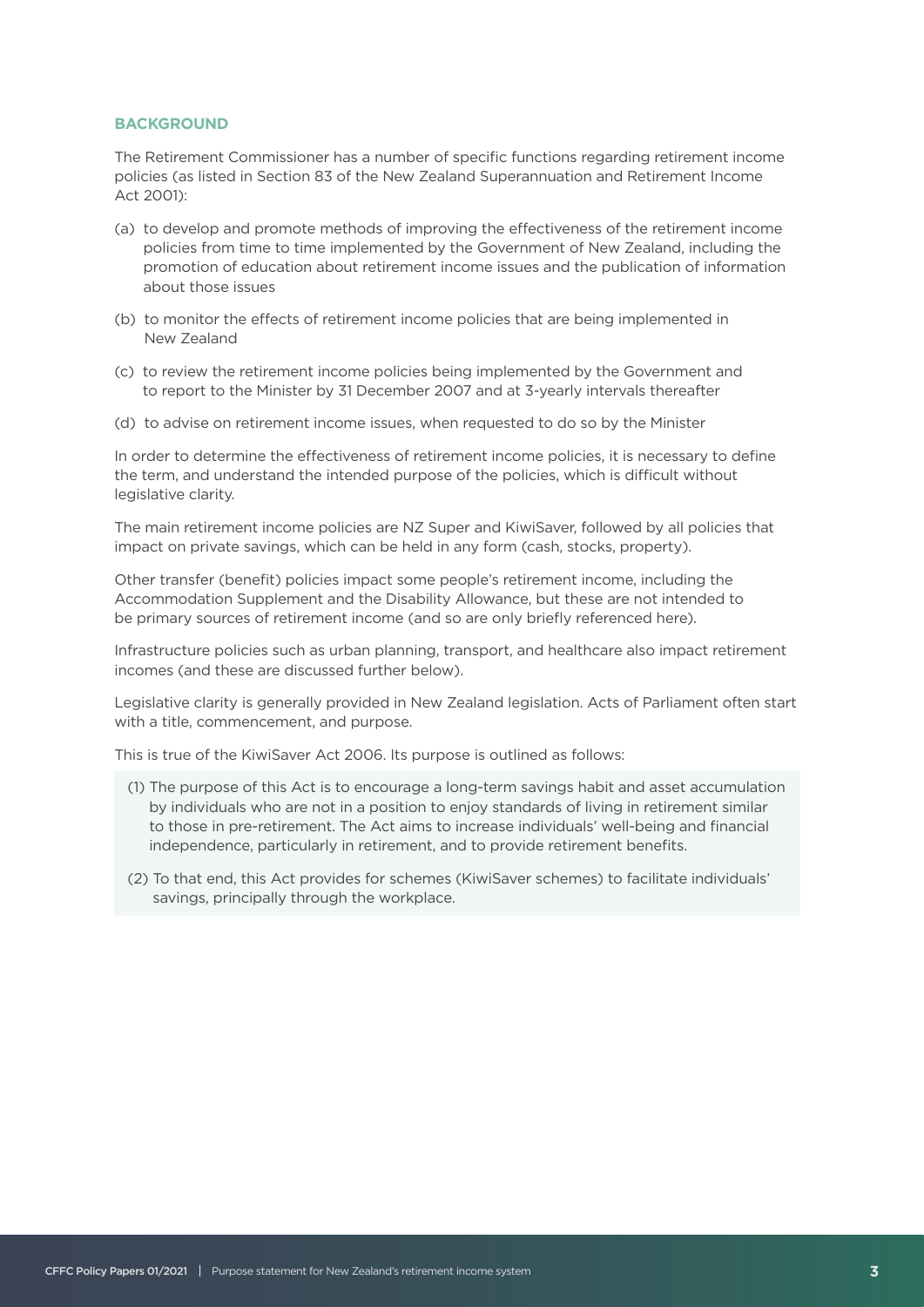## BACKGROUND

The Retirement Commissioner has a number of specific functions regarding retirement income policies (as listed in Section 83 of the New Zealand Superannuation and Retirement Income Act 2001):

(a) to develop and promote methods of improving the effectiveness of the retirement income policies from time to time implemented by the Government of New Zealand, including the promotion of education about retirement income issues and the publication of information about those issues

(b) to monitor the effects of retirement income policies that are being implemented in New Zealand

(c) to review the retirement income policies being implemented by the Government and to report to the Minister by 31 December 2007 and at 3-yearly intervals thereafter

(d) to advise on retirement income issues, when requested to do so by the Minister

In order to determine the effectiveness of retirement income policies, it is necessary to define the term, and understand the intended purpose of the policies, which is difficult without legislative clarity.

The main retirement income policies are NZ Super and KiwiSaver, followed by all policies that impact on private savings, which can be held in any form (cash, stocks, property).

Other transfer (benefit) policies impact some people's retirement income, including the Accommodation Supplement and the Disability Allowance, but these are not intended to be primary sources of retirement income (and so are only briefly referenced here).

Infrastructure policies such as urban planning, transport, and healthcare also impact retirement incomes (and these are discussed further below).

Legislative clarity is generally provided in New Zealand legislation. Acts of Parliament often start with a title, commencement, and purpose.

This is true of the KiwiSaver Act 2006. Its purpose is outlined as follows:

> (1) The purpose of this Act is to encourage a long-term savings habit and asset accumulation by individuals who are not in a position to enjoy standards of living in retirement similar to those in pre-retirement. The Act aims to increase individuals' well-being and financial independence, particularly in retirement, and to provide retirement benefits.
>
> (2) To that end, this Act provides for schemes (KiwiSaver schemes) to facilitate individuals' savings, principally through the workplace.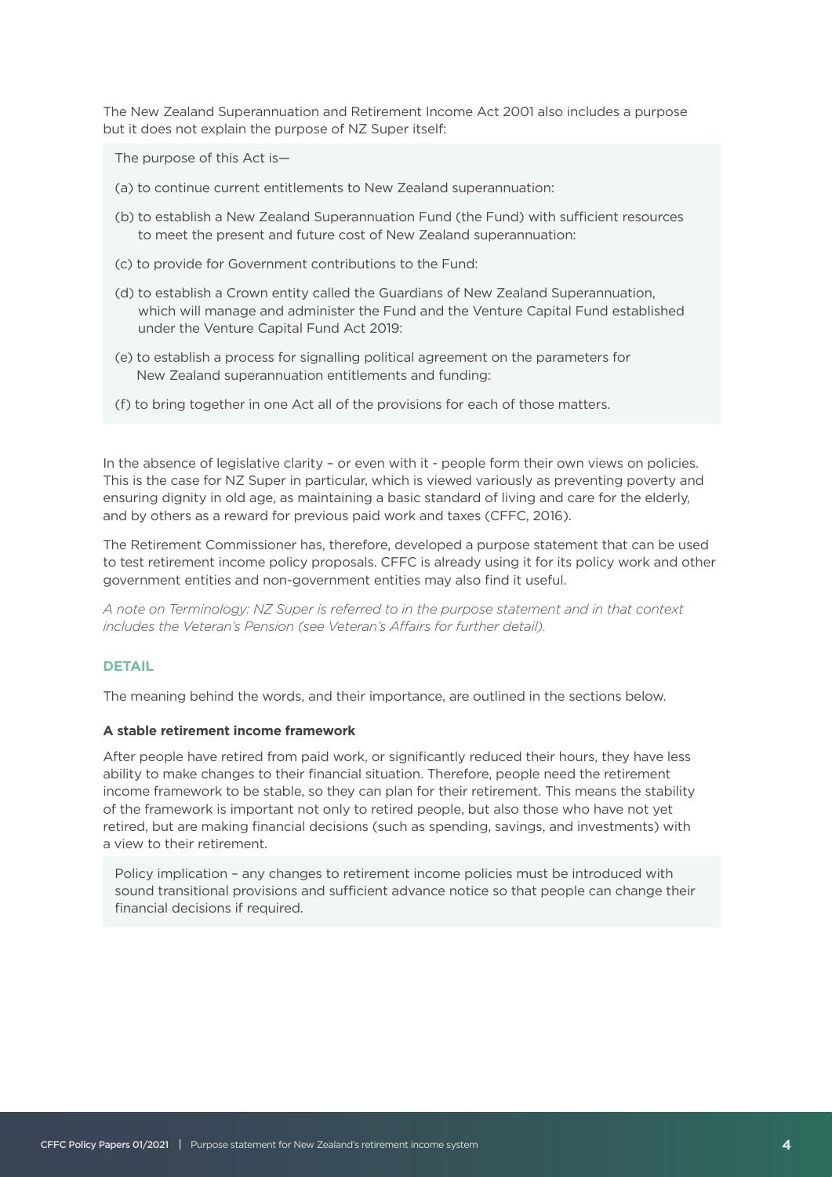The New Zealand Superannuation and Retirement Income Act 2001 also includes a purpose but it does not explain the purpose of NZ Super itself:

> The purpose of this Act is—
>
> (a) to continue current entitlements to New Zealand superannuation:
>
> (b) to establish a New Zealand Superannuation Fund (the Fund) with sufficient resources to meet the present and future cost of New Zealand superannuation:
>
> (c) to provide for Government contributions to the Fund:
>
> (d) to establish a Crown entity called the Guardians of New Zealand Superannuation, which will manage and administer the Fund and the Venture Capital Fund established under the Venture Capital Fund Act 2019:
>
> (e) to establish a process for signalling political agreement on the parameters for New Zealand superannuation entitlements and funding:
>
> (f) to bring together in one Act all of the provisions for each of those matters.

In the absence of legislative clarity – or even with it - people form their own views on policies. This is the case for NZ Super in particular, which is viewed variously as preventing poverty and ensuring dignity in old age, as maintaining a basic standard of living and care for the elderly, and by others as a reward for previous paid work and taxes (CFFC, 2016).

The Retirement Commissioner has, therefore, developed a purpose statement that can be used to test retirement income policy proposals. CFFC is already using it for its policy work and other government entities and non-government entities may also find it useful.

*A note on Terminology: NZ Super is referred to in the purpose statement and in that context includes the Veteran's Pension (see Veteran's Affairs for further detail).*

## DETAIL

The meaning behind the words, and their importance, are outlined in the sections below.

### A stable retirement income framework

After people have retired from paid work, or significantly reduced their hours, they have less ability to make changes to their financial situation. Therefore, people need the retirement income framework to be stable, so they can plan for their retirement. This means the stability of the framework is important not only to retired people, but also those who have not yet retired, but are making financial decisions (such as spending, savings, and investments) with a view to their retirement.

> Policy implication – any changes to retirement income policies must be introduced with sound transitional provisions and sufficient advance notice so that people can change their financial decisions if required.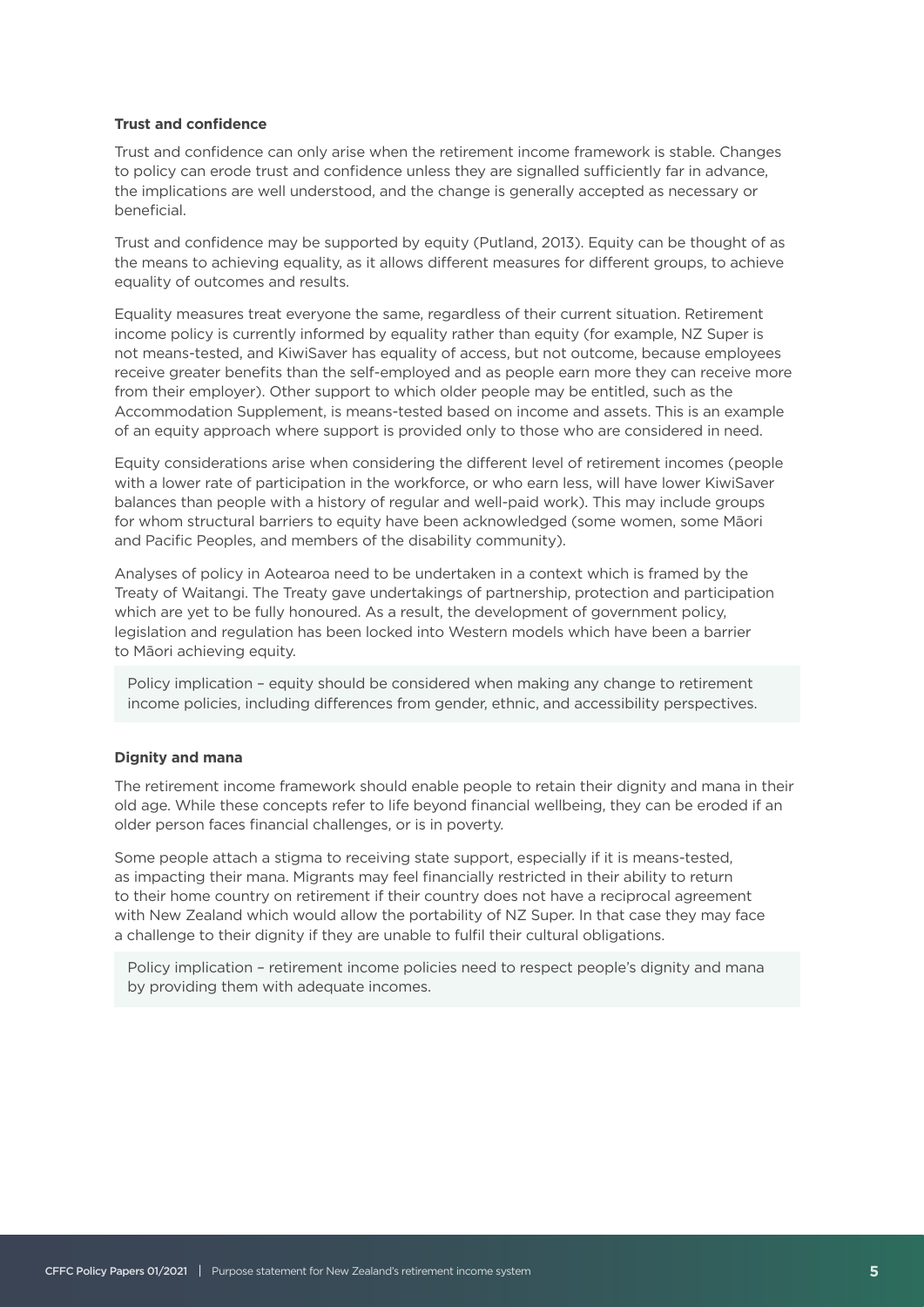**Trust and confidence**

Trust and confidence can only arise when the retirement income framework is stable. Changes to policy can erode trust and confidence unless they are signalled sufficiently far in advance, the implications are well understood, and the change is generally accepted as necessary or beneficial.

Trust and confidence may be supported by equity (Putland, 2013). Equity can be thought of as the means to achieving equality, as it allows different measures for different groups, to achieve equality of outcomes and results.

Equality measures treat everyone the same, regardless of their current situation. Retirement income policy is currently informed by equality rather than equity (for example, NZ Super is not means-tested, and KiwiSaver has equality of access, but not outcome, because employees receive greater benefits than the self-employed and as people earn more they can receive more from their employer). Other support to which older people may be entitled, such as the Accommodation Supplement, is means-tested based on income and assets. This is an example of an equity approach where support is provided only to those who are considered in need.

Equity considerations arise when considering the different level of retirement incomes (people with a lower rate of participation in the workforce, or who earn less, will have lower KiwiSaver balances than people with a history of regular and well-paid work). This may include groups for whom structural barriers to equity have been acknowledged (some women, some Māori and Pacific Peoples, and members of the disability community).

Analyses of policy in Aotearoa need to be undertaken in a context which is framed by the Treaty of Waitangi. The Treaty gave undertakings of partnership, protection and participation which are yet to be fully honoured. As a result, the development of government policy, legislation and regulation has been locked into Western models which have been a barrier to Māori achieving equity.

> Policy implication – equity should be considered when making any change to retirement income policies, including differences from gender, ethnic, and accessibility perspectives.

**Dignity and mana**

The retirement income framework should enable people to retain their dignity and mana in their old age. While these concepts refer to life beyond financial wellbeing, they can be eroded if an older person faces financial challenges, or is in poverty.

Some people attach a stigma to receiving state support, especially if it is means-tested, as impacting their mana. Migrants may feel financially restricted in their ability to return to their home country on retirement if their country does not have a reciprocal agreement with New Zealand which would allow the portability of NZ Super. In that case they may face a challenge to their dignity if they are unable to fulfil their cultural obligations.

> Policy implication – retirement income policies need to respect people's dignity and mana by providing them with adequate incomes.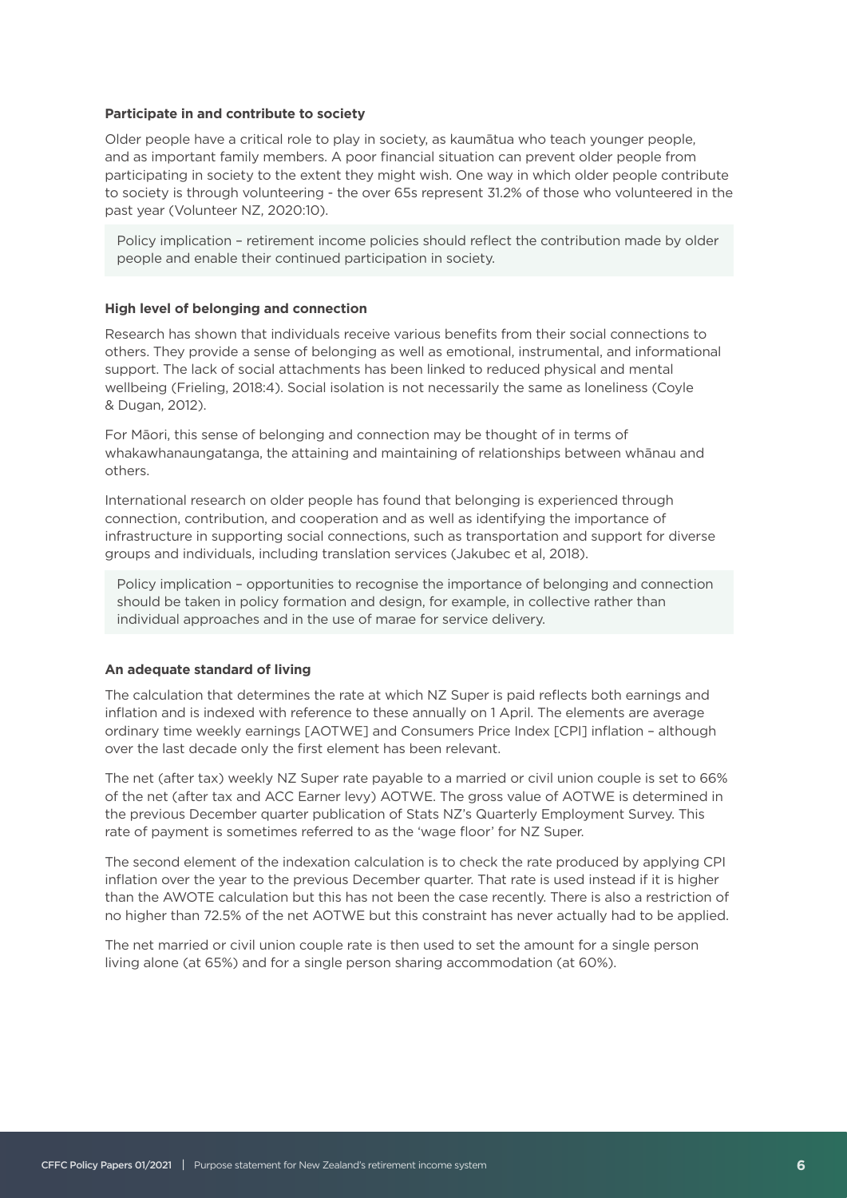**Participate in and contribute to society**

Older people have a critical role to play in society, as kaumātua who teach younger people, and as important family members. A poor financial situation can prevent older people from participating in society to the extent they might wish. One way in which older people contribute to society is through volunteering - the over 65s represent 31.2% of those who volunteered in the past year (Volunteer NZ, 2020:10).

Policy implication – retirement income policies should reflect the contribution made by older people and enable their continued participation in society.

**High level of belonging and connection**

Research has shown that individuals receive various benefits from their social connections to others. They provide a sense of belonging as well as emotional, instrumental, and informational support. The lack of social attachments has been linked to reduced physical and mental wellbeing (Frieling, 2018:4). Social isolation is not necessarily the same as loneliness (Coyle & Dugan, 2012).

For Māori, this sense of belonging and connection may be thought of in terms of whakawhanaungatanga, the attaining and maintaining of relationships between whānau and others.

International research on older people has found that belonging is experienced through connection, contribution, and cooperation and as well as identifying the importance of infrastructure in supporting social connections, such as transportation and support for diverse groups and individuals, including translation services (Jakubec et al, 2018).

Policy implication – opportunities to recognise the importance of belonging and connection should be taken in policy formation and design, for example, in collective rather than individual approaches and in the use of marae for service delivery.

**An adequate standard of living**

The calculation that determines the rate at which NZ Super is paid reflects both earnings and inflation and is indexed with reference to these annually on 1 April. The elements are average ordinary time weekly earnings [AOTWE] and Consumers Price Index [CPI] inflation – although over the last decade only the first element has been relevant.

The net (after tax) weekly NZ Super rate payable to a married or civil union couple is set to 66% of the net (after tax and ACC Earner levy) AOTWE. The gross value of AOTWE is determined in the previous December quarter publication of Stats NZ's Quarterly Employment Survey. This rate of payment is sometimes referred to as the 'wage floor' for NZ Super.

The second element of the indexation calculation is to check the rate produced by applying CPI inflation over the year to the previous December quarter. That rate is used instead if it is higher than the AWOTE calculation but this has not been the case recently. There is also a restriction of no higher than 72.5% of the net AOTWE but this constraint has never actually had to be applied.

The net married or civil union couple rate is then used to set the amount for a single person living alone (at 65%) and for a single person sharing accommodation (at 60%).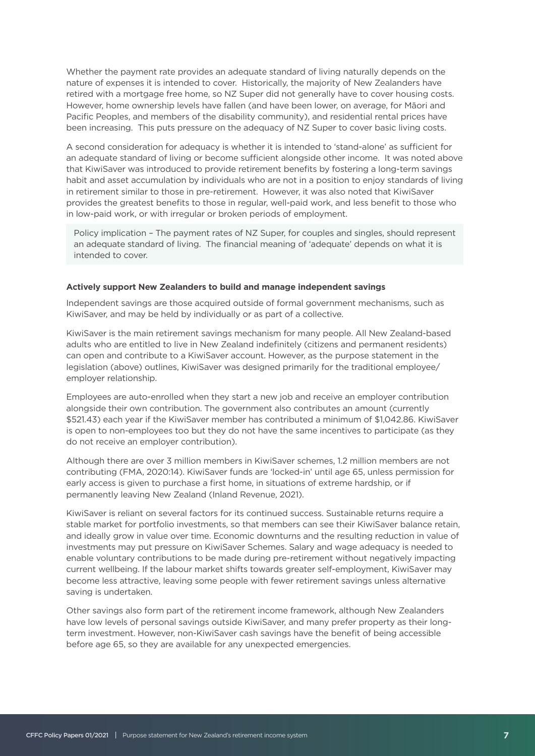Whether the payment rate provides an adequate standard of living naturally depends on the nature of expenses it is intended to cover. Historically, the majority of New Zealanders have retired with a mortgage free home, so NZ Super did not generally have to cover housing costs. However, home ownership levels have fallen (and have been lower, on average, for Māori and Pacific Peoples, and members of the disability community), and residential rental prices have been increasing. This puts pressure on the adequacy of NZ Super to cover basic living costs.

A second consideration for adequacy is whether it is intended to 'stand-alone' as sufficient for an adequate standard of living or become sufficient alongside other income. It was noted above that KiwiSaver was introduced to provide retirement benefits by fostering a long-term savings habit and asset accumulation by individuals who are not in a position to enjoy standards of living in retirement similar to those in pre-retirement. However, it was also noted that KiwiSaver provides the greatest benefits to those in regular, well-paid work, and less benefit to those who in low-paid work, or with irregular or broken periods of employment.

> Policy implication – The payment rates of NZ Super, for couples and singles, should represent an adequate standard of living. The financial meaning of 'adequate' depends on what it is intended to cover.

**Actively support New Zealanders to build and manage independent savings**

Independent savings are those acquired outside of formal government mechanisms, such as KiwiSaver, and may be held by individually or as part of a collective.

KiwiSaver is the main retirement savings mechanism for many people. All New Zealand-based adults who are entitled to live in New Zealand indefinitely (citizens and permanent residents) can open and contribute to a KiwiSaver account. However, as the purpose statement in the legislation (above) outlines, KiwiSaver was designed primarily for the traditional employee/employer relationship.

Employees are auto-enrolled when they start a new job and receive an employer contribution alongside their own contribution. The government also contributes an amount (currently $521.43) each year if the KiwiSaver member has contributed a minimum of $1,042.86. KiwiSaver is open to non-employees too but they do not have the same incentives to participate (as they do not receive an employer contribution).

Although there are over 3 million members in KiwiSaver schemes, 1.2 million members are not contributing (FMA, 2020:14). KiwiSaver funds are 'locked-in' until age 65, unless permission for early access is given to purchase a first home, in situations of extreme hardship, or if permanently leaving New Zealand (Inland Revenue, 2021).

KiwiSaver is reliant on several factors for its continued success. Sustainable returns require a stable market for portfolio investments, so that members can see their KiwiSaver balance retain, and ideally grow in value over time. Economic downturns and the resulting reduction in value of investments may put pressure on KiwiSaver Schemes. Salary and wage adequacy is needed to enable voluntary contributions to be made during pre-retirement without negatively impacting current wellbeing. If the labour market shifts towards greater self-employment, KiwiSaver may become less attractive, leaving some people with fewer retirement savings unless alternative saving is undertaken.

Other savings also form part of the retirement income framework, although New Zealanders have low levels of personal savings outside KiwiSaver, and many prefer property as their long-term investment. However, non-KiwiSaver cash savings have the benefit of being accessible before age 65, so they are available for any unexpected emergencies.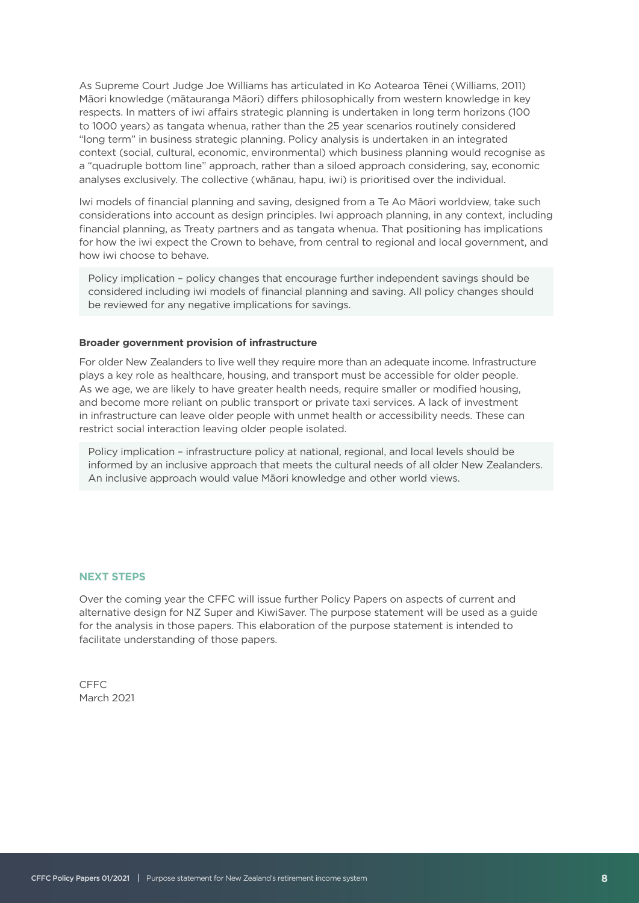As Supreme Court Judge Joe Williams has articulated in Ko Aotearoa Tēnei (Williams, 2011) Māori knowledge (mātauranga Māori) differs philosophically from western knowledge in key respects. In matters of iwi affairs strategic planning is undertaken in long term horizons (100 to 1000 years) as tangata whenua, rather than the 25 year scenarios routinely considered "long term" in business strategic planning. Policy analysis is undertaken in an integrated context (social, cultural, economic, environmental) which business planning would recognise as a "quadruple bottom line" approach, rather than a siloed approach considering, say, economic analyses exclusively. The collective (whānau, hapu, iwi) is prioritised over the individual.

Iwi models of financial planning and saving, designed from a Te Ao Māori worldview, take such considerations into account as design principles. Iwi approach planning, in any context, including financial planning, as Treaty partners and as tangata whenua. That positioning has implications for how the iwi expect the Crown to behave, from central to regional and local government, and how iwi choose to behave.

> Policy implication – policy changes that encourage further independent savings should be considered including iwi models of financial planning and saving. All policy changes should be reviewed for any negative implications for savings.

**Broader government provision of infrastructure**

For older New Zealanders to live well they require more than an adequate income. Infrastructure plays a key role as healthcare, housing, and transport must be accessible for older people. As we age, we are likely to have greater health needs, require smaller or modified housing, and become more reliant on public transport or private taxi services. A lack of investment in infrastructure can leave older people with unmet health or accessibility needs. These can restrict social interaction leaving older people isolated.

> Policy implication – infrastructure policy at national, regional, and local levels should be informed by an inclusive approach that meets the cultural needs of all older New Zealanders. An inclusive approach would value Māori knowledge and other world views.

## NEXT STEPS

Over the coming year the CFFC will issue further Policy Papers on aspects of current and alternative design for NZ Super and KiwiSaver. The purpose statement will be used as a guide for the analysis in those papers. This elaboration of the purpose statement is intended to facilitate understanding of those papers.

CFFC
March 2021